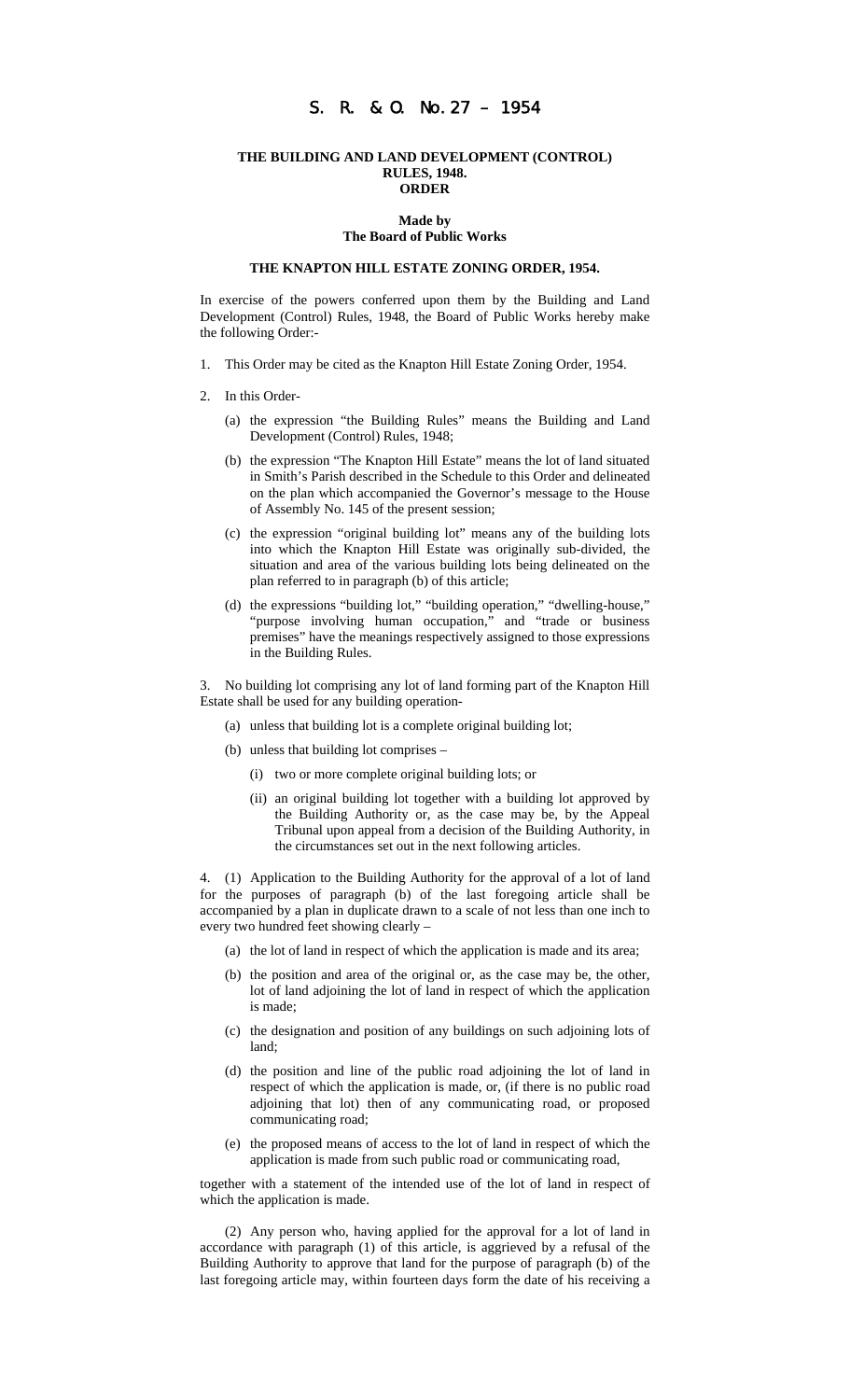# S. R. & O. No. 27 – 1954

**THE BUILDING AND LAND DEVELOPMENT (CONTROL) RULES, 1948.**
**ORDER**

**Made by**
**The Board of Public Works**

**THE KNAPTON HILL ESTATE ZONING ORDER, 1954.**

In exercise of the powers conferred upon them by the Building and Land Development (Control) Rules, 1948, the Board of Public Works hereby make the following Order:-

1. This Order may be cited as the Knapton Hill Estate Zoning Order, 1954.

2. In this Order-

   (a) the expression "the Building Rules" means the Building and Land Development (Control) Rules, 1948;

   (b) the expression "The Knapton Hill Estate" means the lot of land situated in Smith's Parish described in the Schedule to this Order and delineated on the plan which accompanied the Governor's message to the House of Assembly No. 145 of the present session;

   (c) the expression "original building lot" means any of the building lots into which the Knapton Hill Estate was originally sub-divided, the situation and area of the various building lots being delineated on the plan referred to in paragraph (b) of this article;

   (d) the expressions "building lot," "building operation," "dwelling-house," "purpose involving human occupation," and "trade or business premises" have the meanings respectively assigned to those expressions in the Building Rules.

3. No building lot comprising any lot of land forming part of the Knapton Hill Estate shall be used for any building operation-

   (a) unless that building lot is a complete original building lot;

   (b) unless that building lot comprises –

      (i) two or more complete original building lots; or

      (ii) an original building lot together with a building lot approved by the Building Authority or, as the case may be, by the Appeal Tribunal upon appeal from a decision of the Building Authority, in the circumstances set out in the next following articles.

4. (1) Application to the Building Authority for the approval of a lot of land for the purposes of paragraph (b) of the last foregoing article shall be accompanied by a plan in duplicate drawn to a scale of not less than one inch to every two hundred feet showing clearly –

   (a) the lot of land in respect of which the application is made and its area;

   (b) the position and area of the original or, as the case may be, the other, lot of land adjoining the lot of land in respect of which the application is made;

   (c) the designation and position of any buildings on such adjoining lots of land;

   (d) the position and line of the public road adjoining the lot of land in respect of which the application is made, or, (if there is no public road adjoining that lot) then of any communicating road, or proposed communicating road;

   (e) the proposed means of access to the lot of land in respect of which the application is made from such public road or communicating road,

together with a statement of the intended use of the lot of land in respect of which the application is made.

(2) Any person who, having applied for the approval for a lot of land in accordance with paragraph (1) of this article, is aggrieved by a refusal of the Building Authority to approve that land for the purpose of paragraph (b) of the last foregoing article may, within fourteen days form the date of his receiving a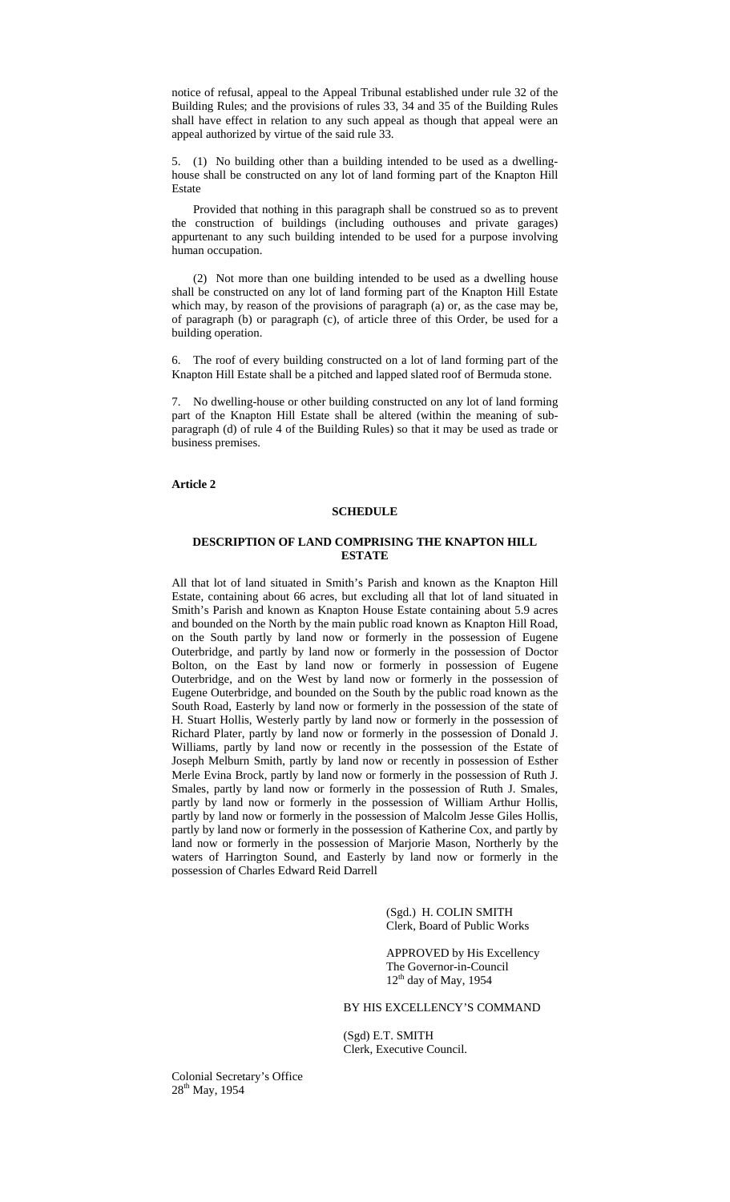notice of refusal, appeal to the Appeal Tribunal established under rule 32 of the Building Rules; and the provisions of rules 33, 34 and 35 of the Building Rules shall have effect in relation to any such appeal as though that appeal were an appeal authorized by virtue of the said rule 33.

5. (1) No building other than a building intended to be used as a dwelling-house shall be constructed on any lot of land forming part of the Knapton Hill Estate

Provided that nothing in this paragraph shall be construed so as to prevent the construction of buildings (including outhouses and private garages) appurtenant to any such building intended to be used for a purpose involving human occupation.

(2) Not more than one building intended to be used as a dwelling house shall be constructed on any lot of land forming part of the Knapton Hill Estate which may, by reason of the provisions of paragraph (a) or, as the case may be, of paragraph (b) or paragraph (c), of article three of this Order, be used for a building operation.

6. The roof of every building constructed on a lot of land forming part of the Knapton Hill Estate shall be a pitched and lapped slated roof of Bermuda stone.

7. No dwelling-house or other building constructed on any lot of land forming part of the Knapton Hill Estate shall be altered (within the meaning of sub-paragraph (d) of rule 4 of the Building Rules) so that it may be used as trade or business premises.

**Article 2**

**SCHEDULE**

**DESCRIPTION OF LAND COMPRISING THE KNAPTON HILL ESTATE**

All that lot of land situated in Smith's Parish and known as the Knapton Hill Estate, containing about 66 acres, but excluding all that lot of land situated in Smith's Parish and known as Knapton House Estate containing about 5.9 acres and bounded on the North by the main public road known as Knapton Hill Road, on the South partly by land now or formerly in the possession of Eugene Outerbridge, and partly by land now or formerly in the possession of Doctor Bolton, on the East by land now or formerly in possession of Eugene Outerbridge, and on the West by land now or formerly in the possession of Eugene Outerbridge, and bounded on the South by the public road known as the South Road, Easterly by land now or formerly in the possession of the state of H. Stuart Hollis, Westerly partly by land now or formerly in the possession of Richard Plater, partly by land now or formerly in the possession of Donald J. Williams, partly by land now or recently in the possession of the Estate of Joseph Melburn Smith, partly by land now or recently in possession of Esther Merle Evina Brock, partly by land now or formerly in the possession of Ruth J. Smales, partly by land now or formerly in the possession of Ruth J. Smales, partly by land now or formerly in the possession of William Arthur Hollis, partly by land now or formerly in the possession of Malcolm Jesse Giles Hollis, partly by land now or formerly in the possession of Katherine Cox, and partly by land now or formerly in the possession of Marjorie Mason, Northerly by the waters of Harrington Sound, and Easterly by land now or formerly in the possession of Charles Edward Reid Darrell

(Sgd.) H. COLIN SMITH
Clerk, Board of Public Works

APPROVED by His Excellency
The Governor-in-Council
12th day of May, 1954

BY HIS EXCELLENCY'S COMMAND

(Sgd) E.T. SMITH
Clerk, Executive Council.

Colonial Secretary's Office
28th May, 1954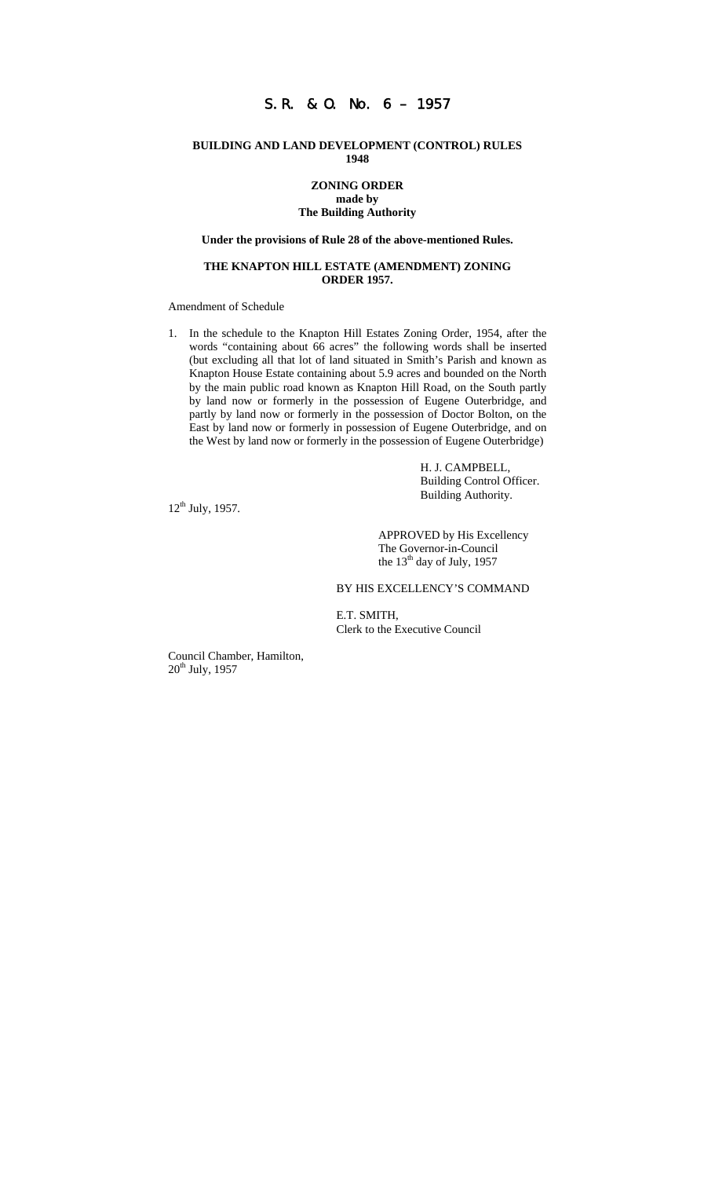# S.R. & O. No. 6 – 1957

**BUILDING AND LAND DEVELOPMENT (CONTROL) RULES 1948**

**ZONING ORDER**
**made by**
**The Building Authority**

**Under the provisions of Rule 28 of the above-mentioned Rules.**

**THE KNAPTON HILL ESTATE (AMENDMENT) ZONING ORDER 1957.**

Amendment of Schedule

1. In the schedule to the Knapton Hill Estates Zoning Order, 1954, after the words "containing about 66 acres" the following words shall be inserted (but excluding all that lot of land situated in Smith's Parish and known as Knapton House Estate containing about 5.9 acres and bounded on the North by the main public road known as Knapton Hill Road, on the South partly by land now or formerly in the possession of Eugene Outerbridge, and partly by land now or formerly in the possession of Doctor Bolton, on the East by land now or formerly in possession of Eugene Outerbridge, and on the West by land now or formerly in the possession of Eugene Outerbridge)

H. J. CAMPBELL,
Building Control Officer.
Building Authority.

12th July, 1957.

APPROVED by His Excellency
The Governor-in-Council
the 13th day of July, 1957

BY HIS EXCELLENCY'S COMMAND

E.T. SMITH,
Clerk to the Executive Council

Council Chamber, Hamilton,
20th July, 1957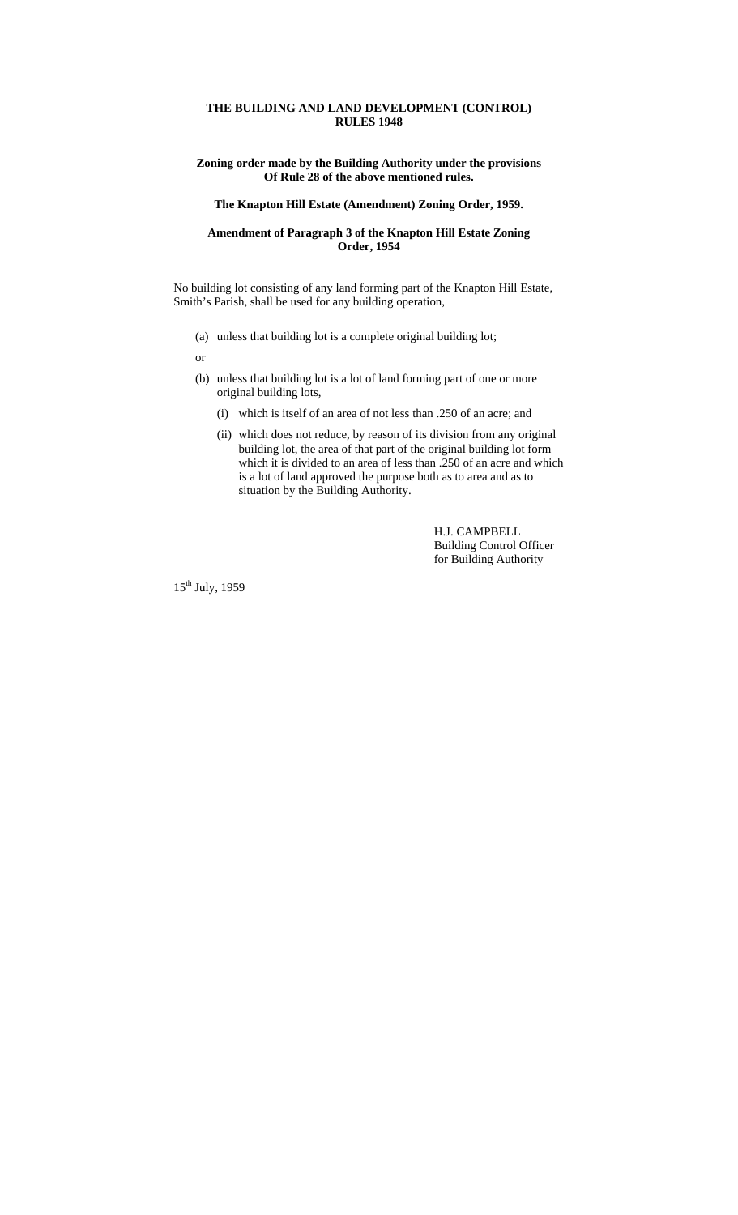**THE BUILDING AND LAND DEVELOPMENT (CONTROL) RULES 1948**

**Zoning order made by the Building Authority under the provisions Of Rule 28 of the above mentioned rules.**

**The Knapton Hill Estate (Amendment) Zoning Order, 1959.**

**Amendment of Paragraph 3 of the Knapton Hill Estate Zoning Order, 1954**

No building lot consisting of any land forming part of the Knapton Hill Estate, Smith's Parish, shall be used for any building operation,

(a) unless that building lot is a complete original building lot;

or

(b) unless that building lot is a lot of land forming part of one or more original building lots,

  (i) which is itself of an area of not less than .250 of an acre; and

  (ii) which does not reduce, by reason of its division from any original building lot, the area of that part of the original building lot form which it is divided to an area of less than .250 of an acre and which is a lot of land approved the purpose both as to area and as to situation by the Building Authority.

H.J. CAMPBELL
Building Control Officer
for Building Authority

15th July, 1959